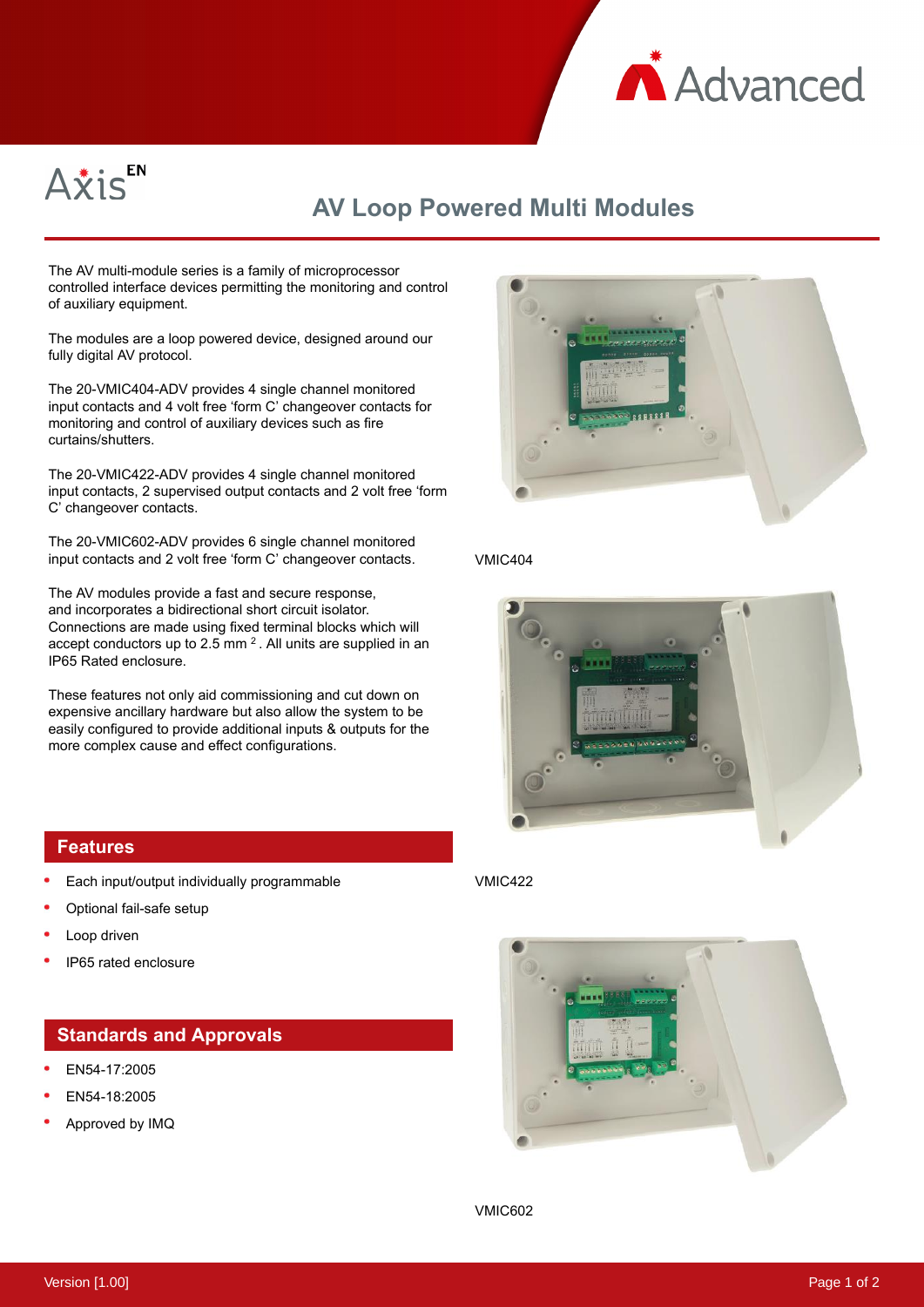Axis EN

# AV Loop Powered Multi Modules

The AV multi-module series is a family of microprocessor controlled interface devices permitting the monitoring and control of auxiliary equipment.

The modules are a loop powered device, designed around our fully digital AV protocol.

The 20-VMIC404-ADV provides 4 single channel monitored input contacts and 4 volt free 'form C' changeover contacts for monitoring and control of auxiliary devices such as fire curtains/shutters.

The 20-VMIC422-ADV provides 4 single channel monitored input contacts, 2 supervised output contacts and 2 volt free 'form C' changeover contacts.

The 20-VMIC602-ADV provides 6 single channel monitored input contacts and 2 volt free 'form C' changeover contacts.

The AV modules provide a fast and secure response, and incorporates a bidirectional short circuit isolator. Connections are made using fixed terminal blocks which will accept conductors up to 2.5 mm $^2$. All units are supplied in an IP65 Rated enclosure.

These features not only aid commissioning and cut down on expensive ancillary hardware but also allow the system to be easily configured to provide additional inputs & outputs for the more complex cause and effect configurations.

VMIC404

VMIC422

VMIC602

## Features

- Each input/output individually programmable
- Optional fail-safe setup
- Loop driven
- IP65 rated enclosure

## Standards and Approvals

- EN54-17:2005
- EN54-18:2005
- Approved by IMQ

Version [1.00]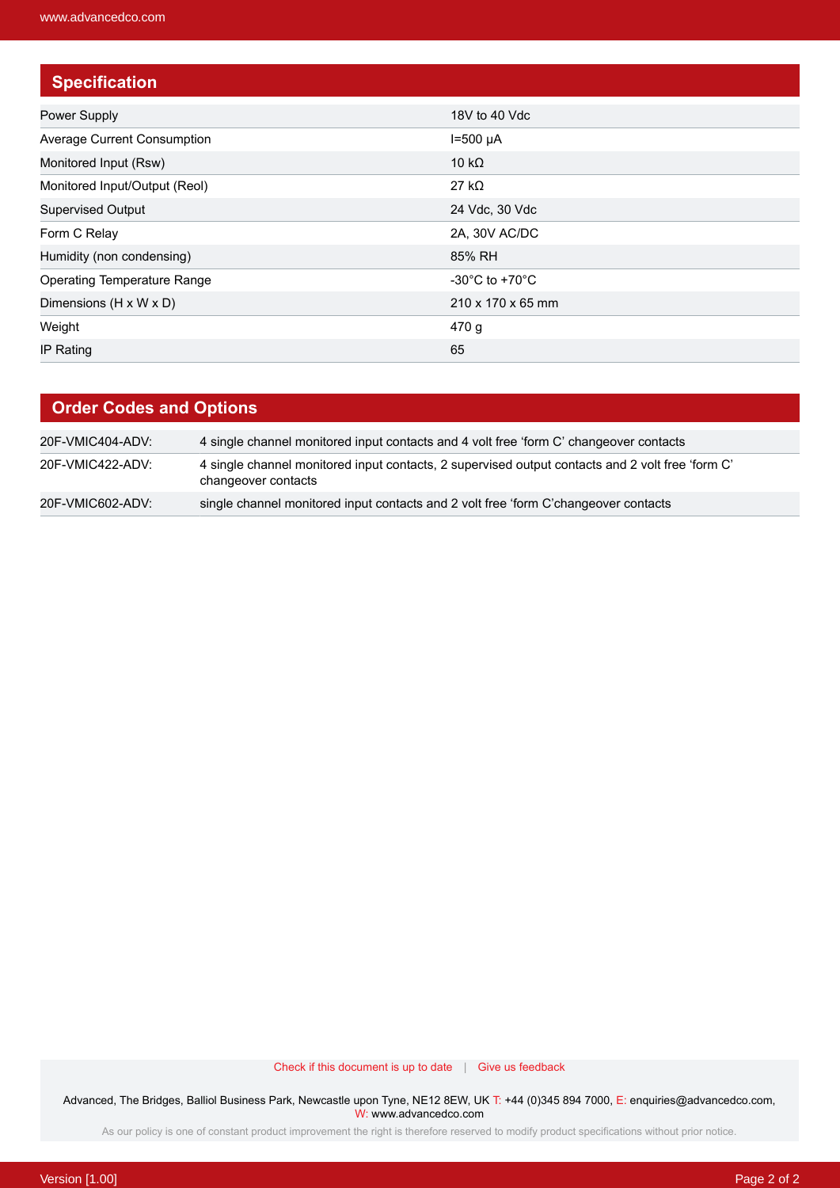## Specification

| | |
|---|---|
| Power Supply | 18V to 40 Vdc |
| Average Current Consumption | I=500 µA |
| Monitored Input (Rsw) | 10 kΩ |
| Monitored Input/Output (Reol) | 27 kΩ |
| Supervised Output | 24 Vdc, 30 Vdc |
| Form C Relay | 2A, 30V AC/DC |
| Humidity (non condensing) | 85% RH |
| Operating Temperature Range | -30°C to +70°C |
| Dimensions (H x W x D) | 210 x 170 x 65 mm |
| Weight | 470 g |
| IP Rating | 65 |

## Order Codes and Options

| | |
|---|---|
| 20F-VMIC404-ADV: | 4 single channel monitored input contacts and 4 volt free 'form C' changeover contacts |
| 20F-VMIC422-ADV: | 4 single channel monitored input contacts, 2 supervised output contacts and 2 volt free 'form C' changeover contacts |
| 20F-VMIC602-ADV: | single channel monitored input contacts and 2 volt free 'form C'changeover contacts |

Check if this document is up to date | Give us feedback

Advanced, The Bridges, Balliol Business Park, Newcastle upon Tyne, NE12 8EW, UK T: +44 (0)345 894 7000, E: enquiries@advancedco.com, W: www.advancedco.com

As our policy is one of constant product improvement the right is therefore reserved to modify product specifications without prior notice.

Version [1.00]